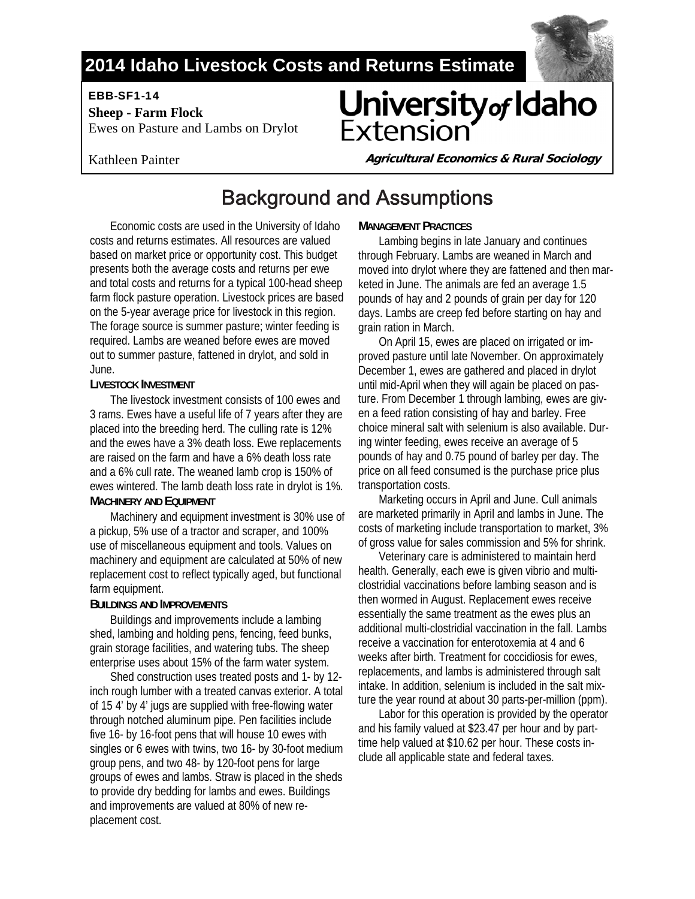# 2014 Idaho Livestock Costs and Returns Estimate

**EBB-SF1-14**

**Sheep - Farm Flock**

Ewes on Pasture and Lambs on Drylot

Kathleen Painter

University of Idaho Extension

**Agricultural Economics & Rural Sociology**

## Background and Assumptions

Economic costs are used in the University of Idaho costs and returns estimates. All resources are valued based on market price or opportunity cost. This budget presents both the average costs and returns per ewe and total costs and returns for a typical 100-head sheep farm flock pasture operation. Livestock prices are based on the 5-year average price for livestock in this region. The forage source is summer pasture; winter feeding is required. Lambs are weaned before ewes are moved out to summer pasture, fattened in drylot, and sold in June.

### Livestock Investment

The livestock investment consists of 100 ewes and 3 rams. Ewes have a useful life of 7 years after they are placed into the breeding herd. The culling rate is 12% and the ewes have a 3% death loss. Ewe replacements are raised on the farm and have a 6% death loss rate and a 6% cull rate. The weaned lamb crop is 150% of ewes wintered. The lamb death loss rate in drylot is 1%.

### Machinery and Equipment

Machinery and equipment investment is 30% use of a pickup, 5% use of a tractor and scraper, and 100% use of miscellaneous equipment and tools. Values on machinery and equipment are calculated at 50% of new replacement cost to reflect typically aged, but functional farm equipment.

### Buildings and Improvements

Buildings and improvements include a lambing shed, lambing and holding pens, fencing, feed bunks, grain storage facilities, and watering tubs. The sheep enterprise uses about 15% of the farm water system.

Shed construction uses treated posts and 1- by 12-inch rough lumber with a treated canvas exterior. A total of 15 4' by 4' jugs are supplied with free-flowing water through notched aluminum pipe. Pen facilities include five 16- by 16-foot pens that will house 10 ewes with singles or 6 ewes with twins, two 16- by 30-foot medium group pens, and two 48- by 120-foot pens for large groups of ewes and lambs. Straw is placed in the sheds to provide dry bedding for lambs and ewes. Buildings and improvements are valued at 80% of new replacement cost.

### Management Practices

Lambing begins in late January and continues through February. Lambs are weaned in March and moved into drylot where they are fattened and then marketed in June. The animals are fed an average 1.5 pounds of hay and 2 pounds of grain per day for 120 days. Lambs are creep fed before starting on hay and grain ration in March.

On April 15, ewes are placed on irrigated or improved pasture until late November. On approximately December 1, ewes are gathered and placed in drylot until mid-April when they will again be placed on pasture. From December 1 through lambing, ewes are given a feed ration consisting of hay and barley. Free choice mineral salt with selenium is also available. During winter feeding, ewes receive an average of 5 pounds of hay and 0.75 pound of barley per day. The price on all feed consumed is the purchase price plus transportation costs.

Marketing occurs in April and June. Cull animals are marketed primarily in April and lambs in June. The costs of marketing include transportation to market, 3% of gross value for sales commission and 5% for shrink.

Veterinary care is administered to maintain herd health. Generally, each ewe is given vibrio and multi-clostridial vaccinations before lambing season and is then wormed in August. Replacement ewes receive essentially the same treatment as the ewes plus an additional multi-clostridial vaccination in the fall. Lambs receive a vaccination for enterotoxemia at 4 and 6 weeks after birth. Treatment for coccidiosis for ewes, replacements, and lambs is administered through salt intake. In addition, selenium is included in the salt mixture the year round at about 30 parts-per-million (ppm).

Labor for this operation is provided by the operator and his family valued at $23.47 per hour and by part-time help valued at $10.62 per hour. These costs include all applicable state and federal taxes.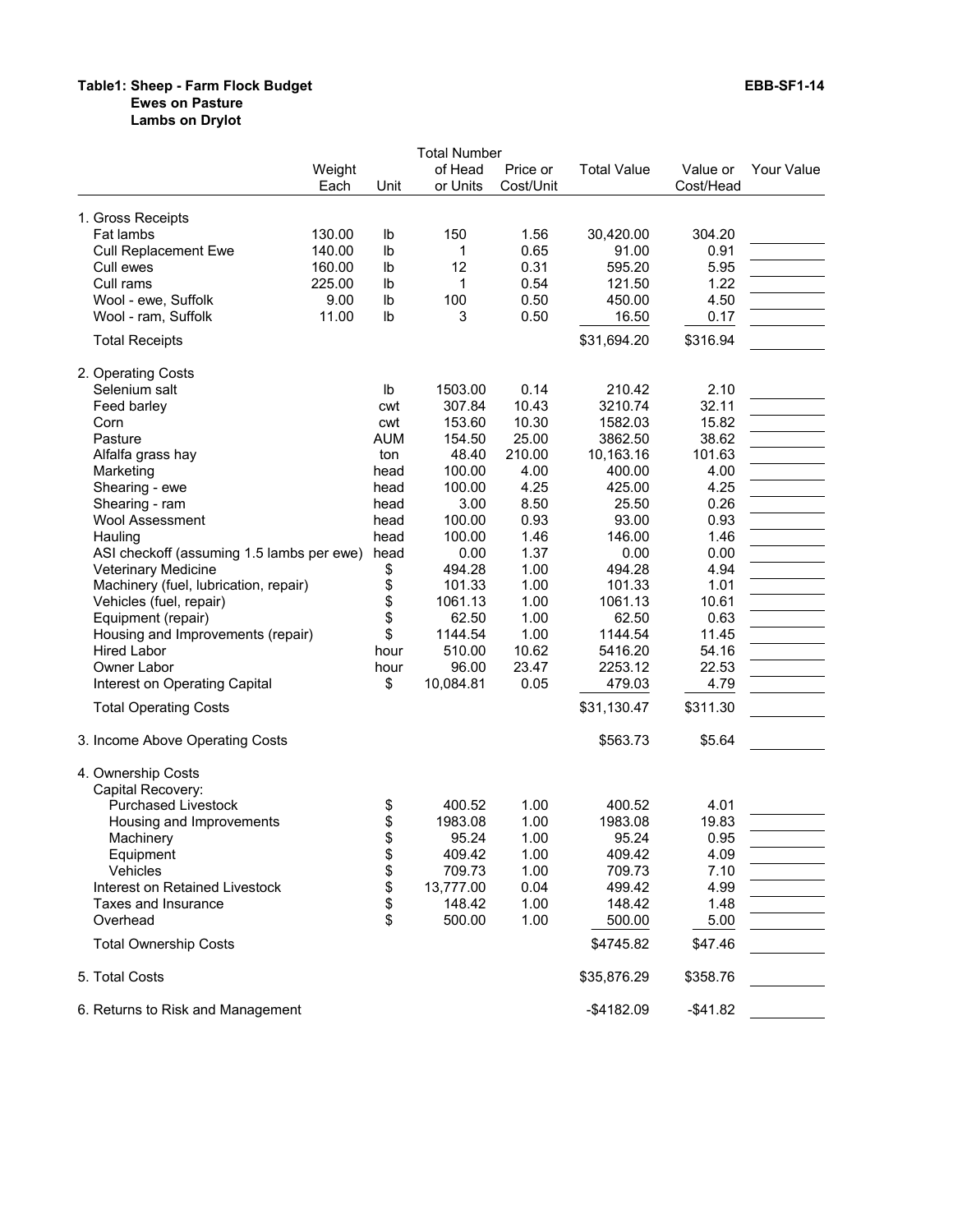**Table1: Sheep - Farm Flock Budget** **EBB-SF1-14**
**Ewes on Pasture**
**Lambs on Drylot**

| | Weight Each | Unit | Total Number of Head or Units | Price or Cost/Unit | Total Value | Value or Cost/Head | Your Value |
|---|---|---|---|---|---|---|---|
| 1. Gross Receipts | | | | | | | |
| Fat lambs | 130.00 | lb | 150 | 1.56 | 30,420.00 | 304.20 | |
| Cull Replacement Ewe | 140.00 | lb | 1 | 0.65 | 91.00 | 0.91 | |
| Cull ewes | 160.00 | lb | 12 | 0.31 | 595.20 | 5.95 | |
| Cull rams | 225.00 | lb | 1 | 0.54 | 121.50 | 1.22 | |
| Wool - ewe, Suffolk | 9.00 | lb | 100 | 0.50 | 450.00 | 4.50 | |
| Wool - ram, Suffolk | 11.00 | lb | 3 | 0.50 | 16.50 | 0.17 | |
| Total Receipts | | | | | $31,694.20 | $316.94 | |
| 2. Operating Costs | | | | | | | |
| Selenium salt | | lb | 1503.00 | 0.14 | 210.42 | 2.10 | |
| Feed barley | | cwt | 307.84 | 10.43 | 3210.74 | 32.11 | |
| Corn | | cwt | 153.60 | 10.30 | 1582.03 | 15.82 | |
| Pasture | | AUM | 154.50 | 25.00 | 3862.50 | 38.62 | |
| Alfalfa grass hay | | ton | 48.40 | 210.00 | 10,163.16 | 101.63 | |
| Marketing | | head | 100.00 | 4.00 | 400.00 | 4.00 | |
| Shearing - ewe | | head | 100.00 | 4.25 | 425.00 | 4.25 | |
| Shearing - ram | | head | 3.00 | 8.50 | 25.50 | 0.26 | |
| Wool Assessment | | head | 100.00 | 0.93 | 93.00 | 0.93 | |
| Hauling | | head | 100.00 | 1.46 | 146.00 | 1.46 | |
| ASI checkoff (assuming 1.5 lambs per ewe) | | head | 0.00 | 1.37 | 0.00 | 0.00 | |
| Veterinary Medicine | | $ | 494.28 | 1.00 | 494.28 | 4.94 | |
| Machinery (fuel, lubrication, repair) | | $ | 101.33 | 1.00 | 101.33 | 1.01 | |
| Vehicles (fuel, repair) | | $ | 1061.13 | 1.00 | 1061.13 | 10.61 | |
| Equipment (repair) | | $ | 62.50 | 1.00 | 62.50 | 0.63 | |
| Housing and Improvements (repair) | | $ | 1144.54 | 1.00 | 1144.54 | 11.45 | |
| Hired Labor | | hour | 510.00 | 10.62 | 5416.20 | 54.16 | |
| Owner Labor | | hour | 96.00 | 23.47 | 2253.12 | 22.53 | |
| Interest on Operating Capital | | $ | 10,084.81 | 0.05 | 479.03 | 4.79 | |
| Total Operating Costs | | | | | $31,130.47 | $311.30 | |
| 3. Income Above Operating Costs | | | | | $563.73 | $5.64 | |
| 4. Ownership Costs | | | | | | | |
| Capital Recovery: | | | | | | | |
| Purchased Livestock | | $ | 400.52 | 1.00 | 400.52 | 4.01 | |
| Housing and Improvements | | $ | 1983.08 | 1.00 | 1983.08 | 19.83 | |
| Machinery | | $ | 95.24 | 1.00 | 95.24 | 0.95 | |
| Equipment | | $ | 409.42 | 1.00 | 409.42 | 4.09 | |
| Vehicles | | $ | 709.73 | 1.00 | 709.73 | 7.10 | |
| Interest on Retained Livestock | | $ | 13,777.00 | 0.04 | 499.42 | 4.99 | |
| Taxes and Insurance | | $ | 148.42 | 1.00 | 148.42 | 1.48 | |
| Overhead | | $ | 500.00 | 1.00 | 500.00 | 5.00 | |
| Total Ownership Costs | | | | | $4745.82 | $47.46 | |
| 5. Total Costs | | | | | $35,876.29 | $358.76 | |
| 6. Returns to Risk and Management | | | | | -$4182.09 | -$41.82 | |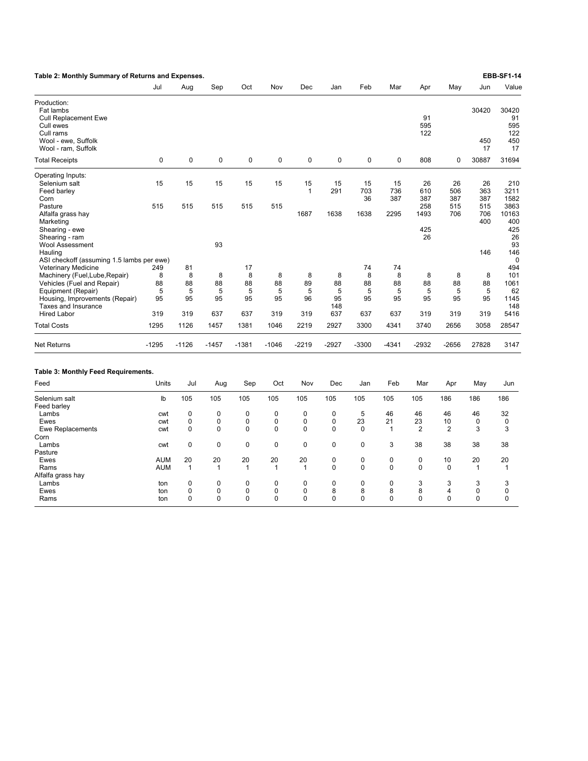## Table 2: Monthly Summary of Returns and Expenses.

EBB-SF1-14

| | Jul | Aug | Sep | Oct | Nov | Dec | Jan | Feb | Mar | Apr | May | Jun | Value |
|---|---|---|---|---|---|---|---|---|---|---|---|---|---|
| Production: | | | | | | | | | | | | | |
| Fat lambs | | | | | | | | | | | | 30420 | 30420 |
| Cull Replacement Ewe | | | | | | | | | | 91 | | | 91 |
| Cull ewes | | | | | | | | | | 595 | | | 595 |
| Cull rams | | | | | | | | | | 122 | | | 122 |
| Wool - ewe, Suffolk | | | | | | | | | | | | 450 | 450 |
| Wool - ram, Suffolk | | | | | | | | | | | | 17 | 17 |
| Total Receipts | 0 | 0 | 0 | 0 | 0 | 0 | 0 | 0 | 0 | 808 | 0 | 30887 | 31694 |
| Operating Inputs: | | | | | | | | | | | | | |
| Selenium salt | 15 | 15 | 15 | 15 | 15 | 15 | 15 | 15 | 15 | 26 | 26 | 26 | 210 |
| Feed barley | | | | | | 1 | 291 | 703 | 736 | 610 | 506 | 363 | 3211 |
| Corn | | | | | | | | 36 | 387 | 387 | 387 | 387 | 1582 |
| Pasture | 515 | 515 | 515 | 515 | 515 | | | | | 258 | 515 | 515 | 3863 |
| Alfalfa grass hay | | | | | | 1687 | 1638 | 1638 | 2295 | 1493 | 706 | 706 | 10163 |
| Marketing | | | | | | | | | | | | 400 | 400 |
| Shearing - ewe | | | | | | | | | | 425 | | | 425 |
| Shearing - ram | | | | | | | | | | 26 | | | 26 |
| Wool Assessment | | | 93 | | | | | | | | | | 93 |
| Hauling | | | | | | | | | | | | 146 | 146 |
| ASI checkoff (assuming 1.5 lambs per ewe) | | | | | | | | | | | | | 0 |
| Veterinary Medicine | 249 | 81 | | 17 | | | | 74 | 74 | | | | 494 |
| Machinery (Fuel,Lube,Repair) | 8 | 8 | 8 | 8 | 8 | 8 | 8 | 8 | 8 | 8 | 8 | 8 | 101 |
| Vehicles (Fuel and Repair) | 88 | 88 | 88 | 88 | 88 | 89 | 88 | 88 | 88 | 88 | 88 | 88 | 1061 |
| Equipment (Repair) | 5 | 5 | 5 | 5 | 5 | 5 | 5 | 5 | 5 | 5 | 5 | 5 | 62 |
| Housing, Improvements (Repair) | 95 | 95 | 95 | 95 | 95 | 96 | 95 | 95 | 95 | 95 | 95 | 95 | 1145 |
| Taxes and Insurance | | | | | | | 148 | | | | | | 148 |
| Hired Labor | 319 | 319 | 637 | 637 | 319 | 319 | 637 | 637 | 637 | 319 | 319 | 319 | 5416 |
| Total Costs | 1295 | 1126 | 1457 | 1381 | 1046 | 2219 | 2927 | 3300 | 4341 | 3740 | 2656 | 3058 | 28547 |
| Net Returns | -1295 | -1126 | -1457 | -1381 | -1046 | -2219 | -2927 | -3300 | -4341 | -2932 | -2656 | 27828 | 3147 |

## Table 3: Monthly Feed Requirements.

| Feed | Units | Jul | Aug | Sep | Oct | Nov | Dec | Jan | Feb | Mar | Apr | May | Jun |
|---|---|---|---|---|---|---|---|---|---|---|---|---|---|
| Selenium salt | lb | 105 | 105 | 105 | 105 | 105 | 105 | 105 | 105 | 105 | 186 | 186 | 186 |
| Feed barley | | | | | | | | | | | | | |
| Lambs | cwt | 0 | 0 | 0 | 0 | 0 | 0 | 5 | 46 | 46 | 46 | 46 | 32 |
| Ewes | cwt | 0 | 0 | 0 | 0 | 0 | 0 | 23 | 21 | 23 | 10 | 0 | 0 |
| Ewe Replacements | cwt | 0 | 0 | 0 | 0 | 0 | 0 | 0 | 1 | 2 | 2 | 3 | 3 |
| Corn | | | | | | | | | | | | | |
| Lambs | cwt | 0 | 0 | 0 | 0 | 0 | 0 | 0 | 3 | 38 | 38 | 38 | 38 |
| Pasture | | | | | | | | | | | | | |
| Ewes | AUM | 20 | 20 | 20 | 20 | 20 | 0 | 0 | 0 | 0 | 10 | 20 | 20 |
| Rams | AUM | 1 | 1 | 1 | 1 | 1 | 0 | 0 | 0 | 0 | 0 | 1 | 1 |
| Alfalfa grass hay | | | | | | | | | | | | | |
| Lambs | ton | 0 | 0 | 0 | 0 | 0 | 0 | 0 | 0 | 3 | 3 | 3 | 3 |
| Ewes | ton | 0 | 0 | 0 | 0 | 0 | 8 | 8 | 8 | 8 | 4 | 0 | 0 |
| Rams | ton | 0 | 0 | 0 | 0 | 0 | 0 | 0 | 0 | 0 | 0 | 0 | 0 |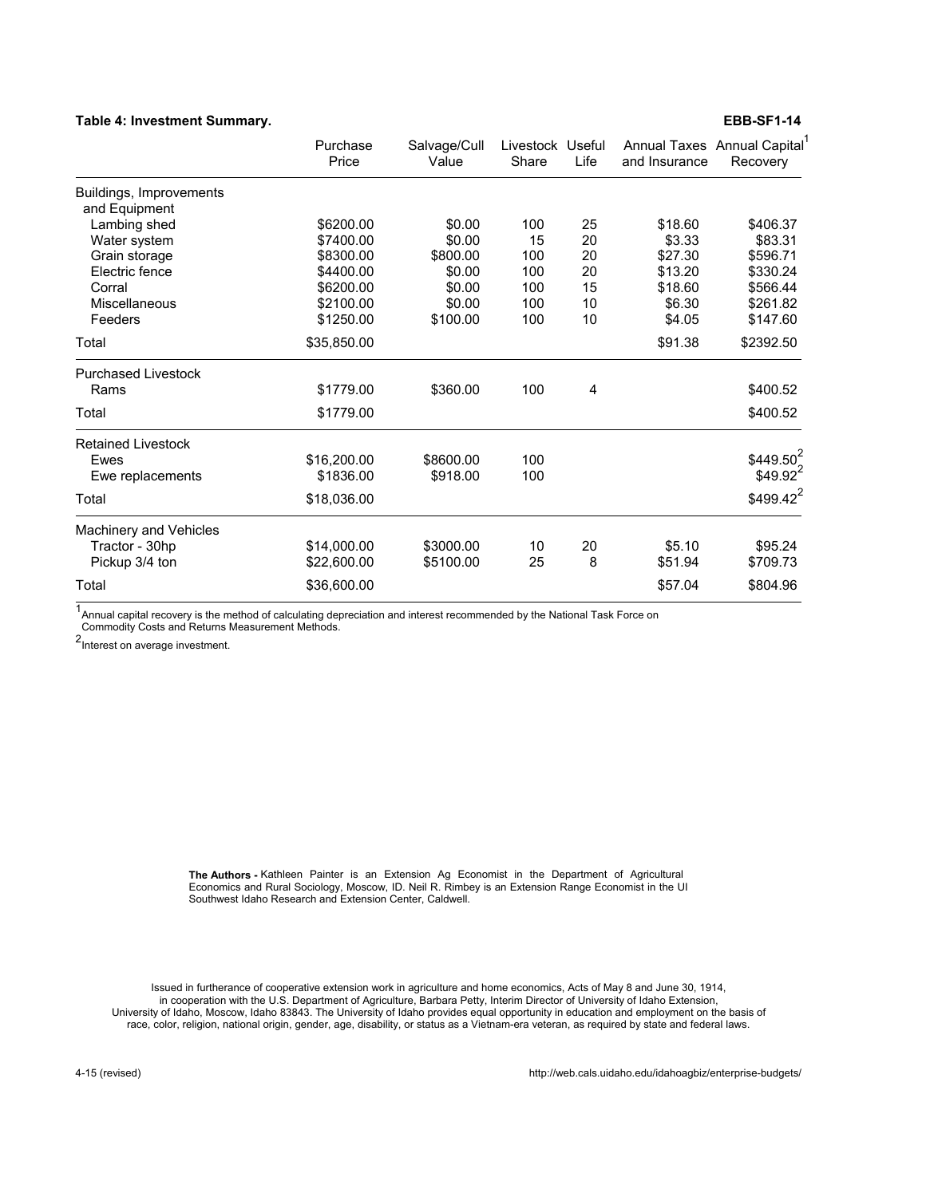**Table 4: Investment Summary.** **EBB-SF1-14**

| | Purchase Price | Salvage/Cull Value | Livestock Share | Useful Life | Annual Taxes and Insurance | Annual Capital[1] Recovery |
|---|---|---|---|---|---|---|
| Buildings, Improvements and Equipment | | | | | | |
| Lambing shed | $6200.00 | $0.00 | 100 | 25 | $18.60 | $406.37 |
| Water system | $7400.00 | $0.00 | 15 | 20 | $3.33 | $83.31 |
| Grain storage | $8300.00 | $800.00 | 100 | 20 | $27.30 | $596.71 |
| Electric fence | $4400.00 | $0.00 | 100 | 20 | $13.20 | $330.24 |
| Corral | $6200.00 | $0.00 | 100 | 15 | $18.60 | $566.44 |
| Miscellaneous | $2100.00 | $0.00 | 100 | 10 | $6.30 | $261.82 |
| Feeders | $1250.00 | $100.00 | 100 | 10 | $4.05 | $147.60 |
| Total | $35,850.00 | | | | $91.38 | $2392.50 |
| Purchased Livestock | | | | | | |
| Rams | $1779.00 | $360.00 | 100 | 4 | | $400.52 |
| Total | $1779.00 | | | | | $400.52 |
| Retained Livestock | | | | | | |
| Ewes | $16,200.00 | $8600.00 | 100 | | | $449.50[2] |
| Ewe replacements | $1836.00 | $918.00 | 100 | | | $49.92[2] |
| Total | $18,036.00 | | | | | $499.42[2] |
| Machinery and Vehicles | | | | | | |
| Tractor - 30hp | $14,000.00 | $3000.00 | 10 | 20 | $5.10 | $95.24 |
| Pickup 3/4 ton | $22,600.00 | $5100.00 | 25 | 8 | $51.94 | $709.73 |
| Total | $36,600.00 | | | | $57.04 | $804.96 |

[1] Annual capital recovery is the method of calculating depreciation and interest recommended by the National Task Force on Commodity Costs and Returns Measurement Methods.

[2] Interest on average investment.

**The Authors -** Kathleen Painter is an Extension Ag Economist in the Department of Agricultural Economics and Rural Sociology, Moscow, ID. Neil R. Rimbey is an Extension Range Economist in the UI Southwest Idaho Research and Extension Center, Caldwell.

Issued in furtherance of cooperative extension work in agriculture and home economics, Acts of May 8 and June 30, 1914, in cooperation with the U.S. Department of Agriculture, Barbara Petty, Interim Director of University of Idaho Extension, University of Idaho, Moscow, Idaho 83843. The University of Idaho provides equal opportunity in education and employment on the basis of race, color, religion, national origin, gender, age, disability, or status as a Vietnam-era veteran, as required by state and federal laws.

4-15 (revised) http://web.cals.uidaho.edu/idahoagbiz/enterprise-budgets/